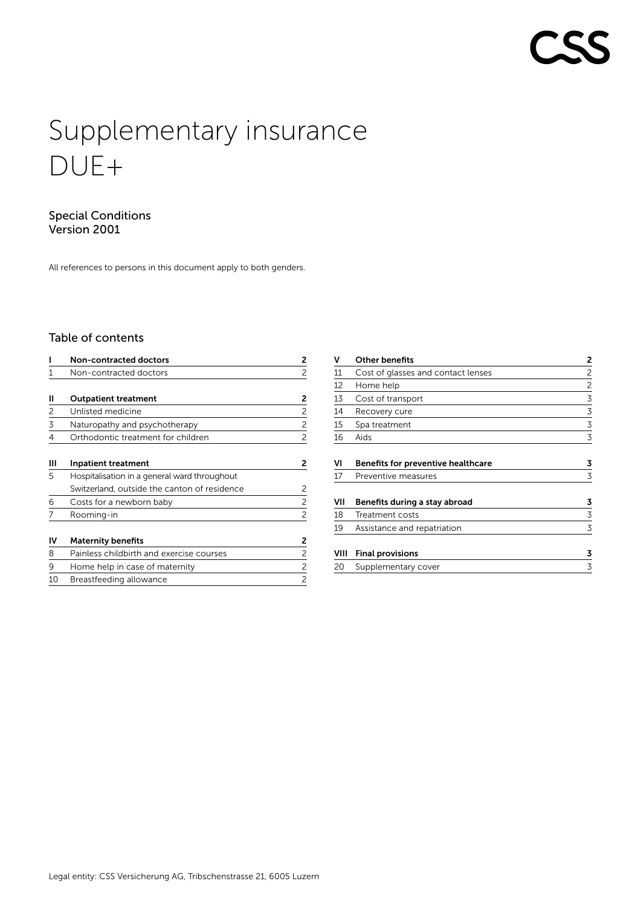CSS

# Supplementary insurance DUE+

Special Conditions
Version 2001

All references to persons in this document apply to both genders.

## Table of contents

| | | |
|---|---|---|
| **I** | **Non-contracted doctors** | **2** |
| 1 | Non-contracted doctors | 2 |
| **II** | **Outpatient treatment** | **2** |
| 2 | Unlisted medicine | 2 |
| 3 | Naturopathy and psychotherapy | 2 |
| 4 | Orthodontic treatment for children | 2 |
| **III** | **Inpatient treatment** | **2** |
| 5 | Hospitalisation in a general ward throughout Switzerland, outside the canton of residence | 2 |
| 6 | Costs for a newborn baby | 2 |
| 7 | Rooming-in | 2 |
| **IV** | **Maternity benefits** | **2** |
| 8 | Painless childbirth and exercise courses | 2 |
| 9 | Home help in case of maternity | 2 |
| 10 | Breastfeeding allowance | 2 |
| **V** | **Other benefits** | **2** |
| 11 | Cost of glasses and contact lenses | 2 |
| 12 | Home help | 2 |
| 13 | Cost of transport | 3 |
| 14 | Recovery cure | 3 |
| 15 | Spa treatment | 3 |
| 16 | Aids | 3 |
| **VI** | **Benefits for preventive healthcare** | **3** |
| 17 | Preventive measures | 3 |
| **VII** | **Benefits during a stay abroad** | **3** |
| 18 | Treatment costs | 3 |
| 19 | Assistance and repatriation | 3 |
| **VIII** | **Final provisions** | **3** |
| 20 | Supplementary cover | 3 |

Legal entity: CSS Versicherung AG, Tribschenstrasse 21, 6005 Luzern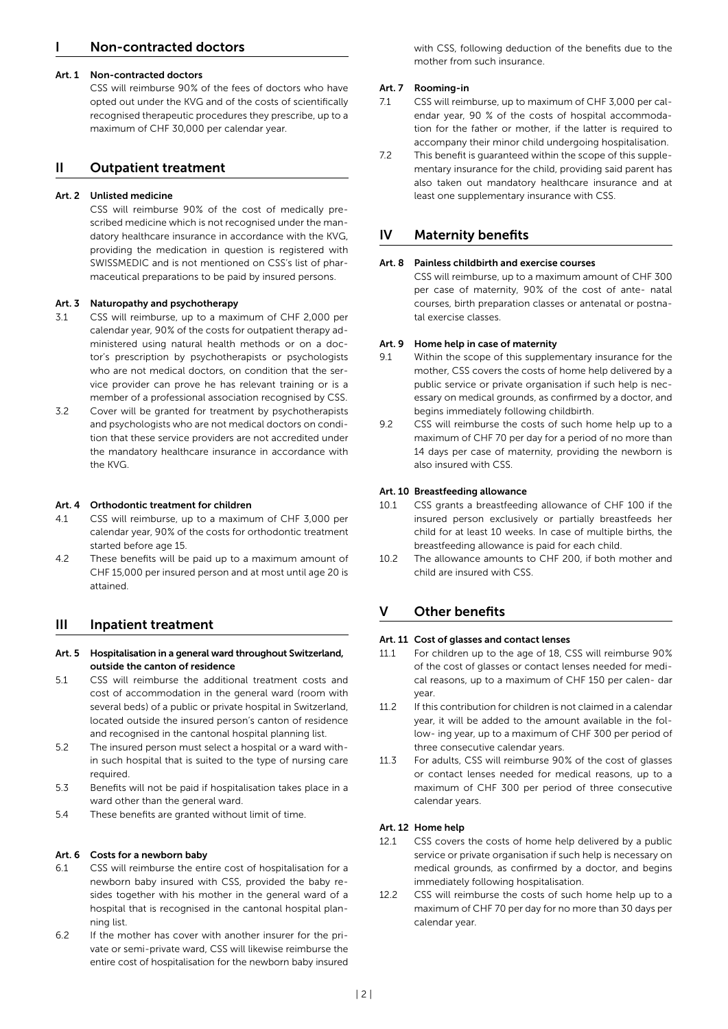## I Non-contracted doctors

### Art. 1 Non-contracted doctors

CSS will reimburse 90% of the fees of doctors who have opted out under the KVG and of the costs of scientifically recognised therapeutic procedures they prescribe, up to a maximum of CHF 30,000 per calendar year.

## II Outpatient treatment

### Art. 2 Unlisted medicine

CSS will reimburse 90% of the cost of medically prescribed medicine which is not recognised under the mandatory healthcare insurance in accordance with the KVG, providing the medication in question is registered with SWISSMEDIC and is not mentioned on CSS's list of pharmaceutical preparations to be paid by insured persons.

### Art. 3 Naturopathy and psychotherapy

3.1 CSS will reimburse, up to a maximum of CHF 2,000 per calendar year, 90% of the costs for outpatient therapy administered using natural health methods or on a doctor's prescription by psychotherapists or psychologists who are not medical doctors, on condition that the service provider can prove he has relevant training or is a member of a professional association recognised by CSS.

3.2 Cover will be granted for treatment by psychotherapists and psychologists who are not medical doctors on condition that these service providers are not accredited under the mandatory healthcare insurance in accordance with the KVG.

### Art. 4 Orthodontic treatment for children

4.1 CSS will reimburse, up to a maximum of CHF 3,000 per calendar year, 90% of the costs for orthodontic treatment started before age 15.

4.2 These benefits will be paid up to a maximum amount of CHF 15,000 per insured person and at most until age 20 is attained.

## III Inpatient treatment

### Art. 5 Hospitalisation in a general ward throughout Switzerland, outside the canton of residence

5.1 CSS will reimburse the additional treatment costs and cost of accommodation in the general ward (room with several beds) of a public or private hospital in Switzerland, located outside the insured person's canton of residence and recognised in the cantonal hospital planning list.

5.2 The insured person must select a hospital or a ward within such hospital that is suited to the type of nursing care required.

5.3 Benefits will not be paid if hospitalisation takes place in a ward other than the general ward.

5.4 These benefits are granted without limit of time.

### Art. 6 Costs for a newborn baby

6.1 CSS will reimburse the entire cost of hospitalisation for a newborn baby insured with CSS, provided the baby resides together with his mother in the general ward of a hospital that is recognised in the cantonal hospital planning list.

6.2 If the mother has cover with another insurer for the private or semi-private ward, CSS will likewise reimburse the entire cost of hospitalisation for the newborn baby insured with CSS, following deduction of the benefits due to the mother from such insurance.

### Art. 7 Rooming-in

7.1 CSS will reimburse, up to maximum of CHF 3,000 per calendar year, 90 % of the costs of hospital accommodation for the father or mother, if the latter is required to accompany their minor child undergoing hospitalisation.

7.2 This benefit is guaranteed within the scope of this supplementary insurance for the child, providing said parent has also taken out mandatory healthcare insurance and at least one supplementary insurance with CSS.

## IV Maternity benefits

### Art. 8 Painless childbirth and exercise courses

CSS will reimburse, up to a maximum amount of CHF 300 per case of maternity, 90% of the cost of ante- natal courses, birth preparation classes or antenatal or postnatal exercise classes.

### Art. 9 Home help in case of maternity

9.1 Within the scope of this supplementary insurance for the mother, CSS covers the costs of home help delivered by a public service or private organisation if such help is necessary on medical grounds, as confirmed by a doctor, and begins immediately following childbirth.

9.2 CSS will reimburse the costs of such home help up to a maximum of CHF 70 per day for a period of no more than 14 days per case of maternity, providing the newborn is also insured with CSS.

### Art. 10 Breastfeeding allowance

10.1 CSS grants a breastfeeding allowance of CHF 100 if the insured person exclusively or partially breastfeeds her child for at least 10 weeks. In case of multiple births, the breastfeeding allowance is paid for each child.

10.2 The allowance amounts to CHF 200, if both mother and child are insured with CSS.

## V Other benefits

### Art. 11 Cost of glasses and contact lenses

11.1 For children up to the age of 18, CSS will reimburse 90% of the cost of glasses or contact lenses needed for medical reasons, up to a maximum of CHF 150 per calen- dar year.

11.2 If this contribution for children is not claimed in a calendar year, it will be added to the amount available in the follow- ing year, up to a maximum of CHF 300 per period of three consecutive calendar years.

11.3 For adults, CSS will reimburse 90% of the cost of glasses or contact lenses needed for medical reasons, up to a maximum of CHF 300 per period of three consecutive calendar years.

### Art. 12 Home help

12.1 CSS covers the costs of home help delivered by a public service or private organisation if such help is necessary on medical grounds, as confirmed by a doctor, and begins immediately following hospitalisation.

12.2 CSS will reimburse the costs of such home help up to a maximum of CHF 70 per day for no more than 30 days per calendar year.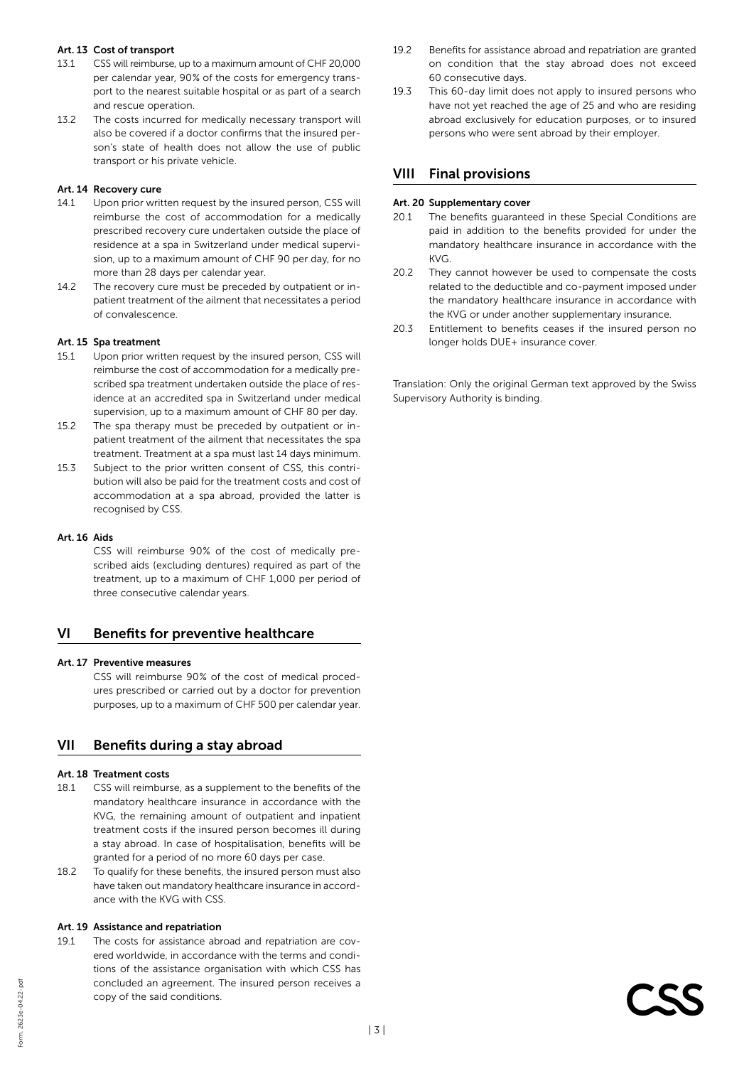#### Art. 13 Cost of transport

13.1 CSS will reimburse, up to a maximum amount of CHF 20,000 per calendar year, 90% of the costs for emergency transport to the nearest suitable hospital or as part of a search and rescue operation.

13.2 The costs incurred for medically necessary transport will also be covered if a doctor confirms that the insured person's state of health does not allow the use of public transport or his private vehicle.

#### Art. 14 Recovery cure

14.1 Upon prior written request by the insured person, CSS will reimburse the cost of accommodation for a medically prescribed recovery cure undertaken outside the place of residence at a spa in Switzerland under medical supervision, up to a maximum amount of CHF 90 per day, for no more than 28 days per calendar year.

14.2 The recovery cure must be preceded by outpatient or inpatient treatment of the ailment that necessitates a period of convalescence.

#### Art. 15 Spa treatment

15.1 Upon prior written request by the insured person, CSS will reimburse the cost of accommodation for a medically prescribed spa treatment undertaken outside the place of residence at an accredited spa in Switzerland under medical supervision, up to a maximum amount of CHF 80 per day.

15.2 The spa therapy must be preceded by outpatient or inpatient treatment of the ailment that necessitates the spa treatment. Treatment at a spa must last 14 days minimum.

15.3 Subject to the prior written consent of CSS, this contribution will also be paid for the treatment costs and cost of accommodation at a spa abroad, provided the latter is recognised by CSS.

#### Art. 16 Aids

CSS will reimburse 90% of the cost of medically prescribed aids (excluding dentures) required as part of the treatment, up to a maximum of CHF 1,000 per period of three consecutive calendar years.

## VI Benefits for preventive healthcare

#### Art. 17 Preventive measures

CSS will reimburse 90% of the cost of medical procedures prescribed or carried out by a doctor for prevention purposes, up to a maximum of CHF 500 per calendar year.

## VII Benefits during a stay abroad

#### Art. 18 Treatment costs

18.1 CSS will reimburse, as a supplement to the benefits of the mandatory healthcare insurance in accordance with the KVG, the remaining amount of outpatient and inpatient treatment costs if the insured person becomes ill during a stay abroad. In case of hospitalisation, benefits will be granted for a period of no more 60 days per case.

18.2 To qualify for these benefits, the insured person must also have taken out mandatory healthcare insurance in accordance with the KVG with CSS.

#### Art. 19 Assistance and repatriation

19.1 The costs for assistance abroad and repatriation are covered worldwide, in accordance with the terms and conditions of the assistance organisation with which CSS has concluded an agreement. The insured person receives a copy of the said conditions.

19.2 Benefits for assistance abroad and repatriation are granted on condition that the stay abroad does not exceed 60 consecutive days.

19.3 This 60-day limit does not apply to insured persons who have not yet reached the age of 25 and who are residing abroad exclusively for education purposes, or to insured persons who were sent abroad by their employer.

## VIII Final provisions

#### Art. 20 Supplementary cover

20.1 The benefits guaranteed in these Special Conditions are paid in addition to the benefits provided for under the mandatory healthcare insurance in accordance with the KVG.

20.2 They cannot however be used to compensate the costs related to the deductible and co-payment imposed under the mandatory healthcare insurance in accordance with the KVG or under another supplementary insurance.

20.3 Entitlement to benefits ceases if the insured person no longer holds DUE+ insurance cover.

Translation: Only the original German text approved by the Swiss Supervisory Authority is binding.